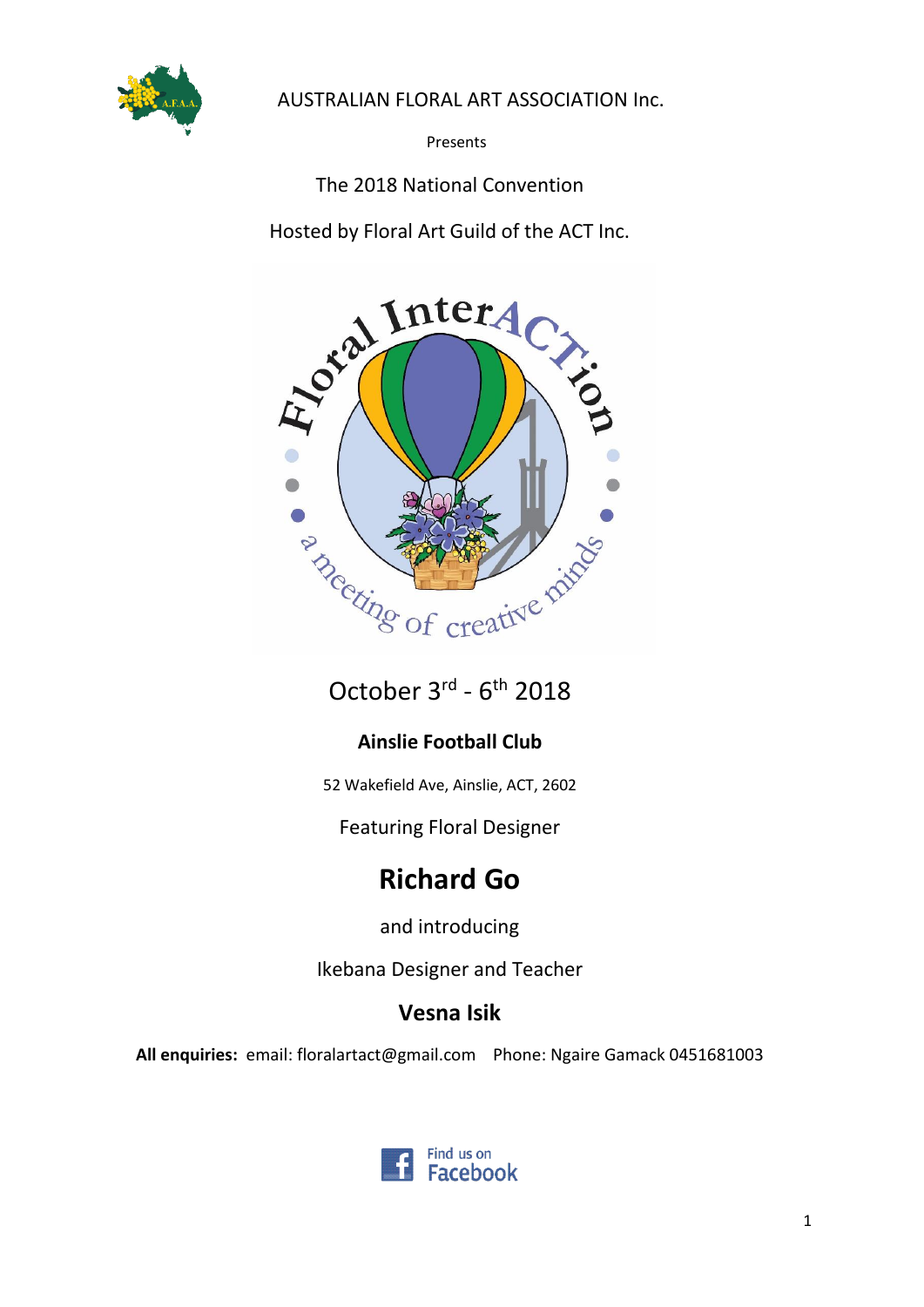AUSTRALIAN FLORAL ART ASSOCIATION Inc.

Presents

The 2018 National Convention

Hosted by Floral Art Guild of the ACT Inc.

Floral InterACTion

a meeting of creative minds

October 3rd - 6th 2018

**Ainslie Football Club**

52 Wakefield Ave, Ainslie, ACT, 2602

Featuring Floral Designer

# Richard Go

and introducing

Ikebana Designer and Teacher

## Vesna Isik

**All enquiries:** email: floralartact@gmail.com Phone: Ngaire Gamack 0451681003

Find us on Facebook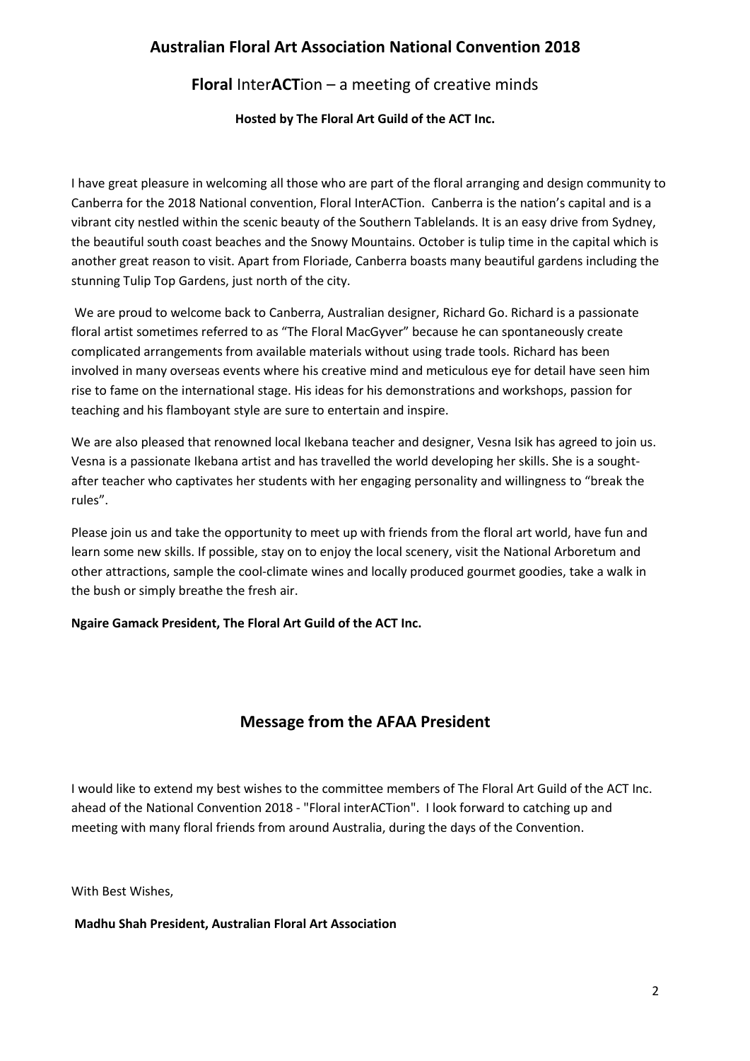## Australian Floral Art Association National Convention 2018

### **Floral** Inter**ACT**ion – a meeting of creative minds

**Hosted by The Floral Art Guild of the ACT Inc.**

I have great pleasure in welcoming all those who are part of the floral arranging and design community to Canberra for the 2018 National convention, Floral InterACTion. Canberra is the nation's capital and is a vibrant city nestled within the scenic beauty of the Southern Tablelands. It is an easy drive from Sydney, the beautiful south coast beaches and the Snowy Mountains. October is tulip time in the capital which is another great reason to visit. Apart from Floriade, Canberra boasts many beautiful gardens including the stunning Tulip Top Gardens, just north of the city.

We are proud to welcome back to Canberra, Australian designer, Richard Go. Richard is a passionate floral artist sometimes referred to as "The Floral MacGyver" because he can spontaneously create complicated arrangements from available materials without using trade tools. Richard has been involved in many overseas events where his creative mind and meticulous eye for detail have seen him rise to fame on the international stage. His ideas for his demonstrations and workshops, passion for teaching and his flamboyant style are sure to entertain and inspire.

We are also pleased that renowned local Ikebana teacher and designer, Vesna Isik has agreed to join us. Vesna is a passionate Ikebana artist and has travelled the world developing her skills. She is a sought-after teacher who captivates her students with her engaging personality and willingness to "break the rules".

Please join us and take the opportunity to meet up with friends from the floral art world, have fun and learn some new skills. If possible, stay on to enjoy the local scenery, visit the National Arboretum and other attractions, sample the cool-climate wines and locally produced gourmet goodies, take a walk in the bush or simply breathe the fresh air.

**Ngaire Gamack President, The Floral Art Guild of the ACT Inc.**

## Message from the AFAA President

I would like to extend my best wishes to the committee members of The Floral Art Guild of the ACT Inc. ahead of the National Convention 2018 - "Floral interACTion". I look forward to catching up and meeting with many floral friends from around Australia, during the days of the Convention.

With Best Wishes,

**Madhu Shah President, Australian Floral Art Association**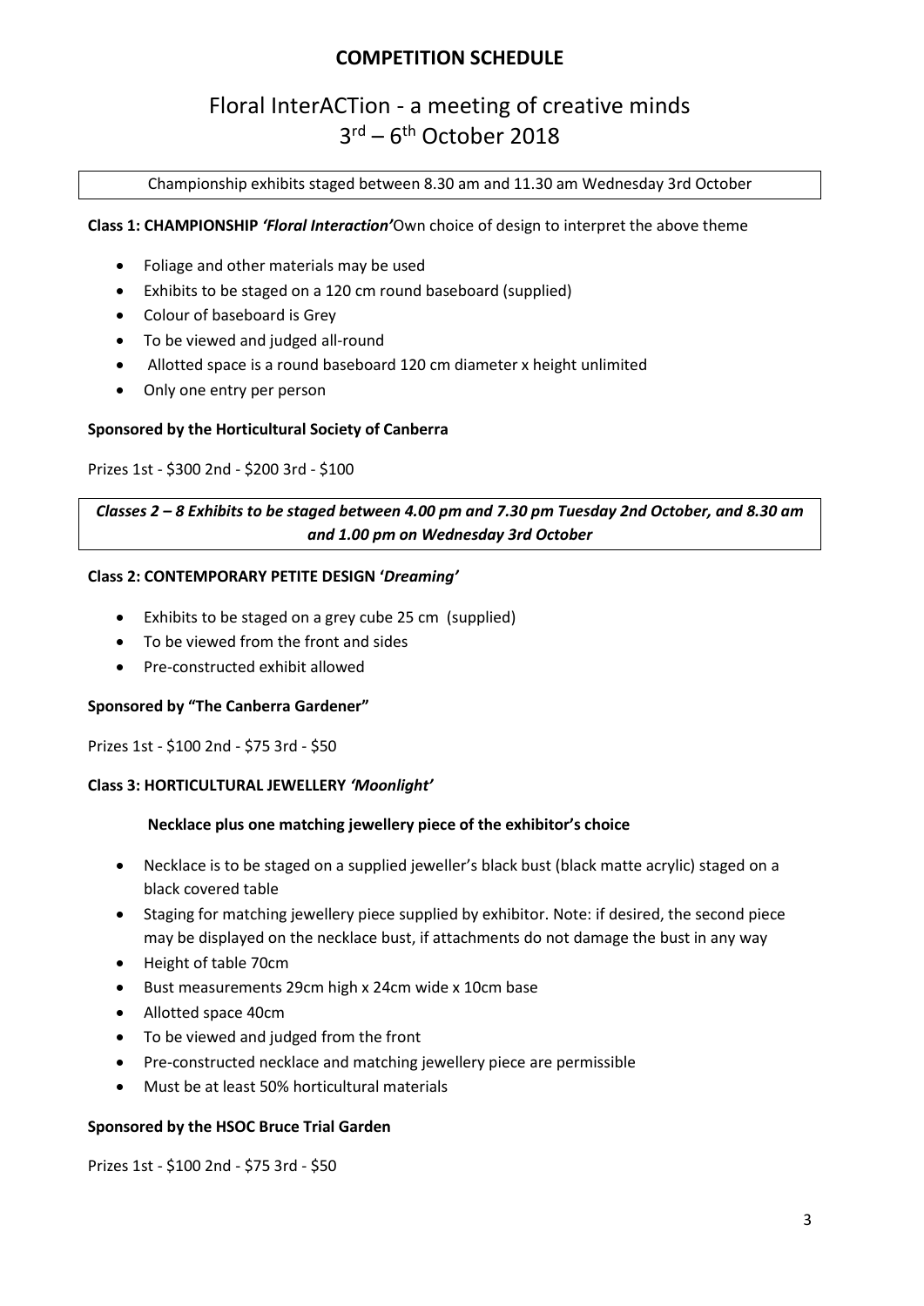# COMPETITION SCHEDULE

## Floral InterACTion - a meeting of creative minds
## 3rd – 6th October 2018

Championship exhibits staged between 8.30 am and 11.30 am Wednesday 3rd October

**Class 1: CHAMPIONSHIP *'Floral Interaction'*** Own choice of design to interpret the above theme

- Foliage and other materials may be used
- Exhibits to be staged on a 120 cm round baseboard (supplied)
- Colour of baseboard is Grey
- To be viewed and judged all-round
- Allotted space is a round baseboard 120 cm diameter x height unlimited
- Only one entry per person

**Sponsored by the Horticultural Society of Canberra**

Prizes 1st - $300 2nd - $200 3rd - $100

***Classes 2 – 8 Exhibits to be staged between 4.00 pm and 7.30 pm Tuesday 2nd October, and 8.30 am and 1.00 pm on Wednesday 3rd October***

**Class 2: CONTEMPORARY PETITE DESIGN '*Dreaming'***

- Exhibits to be staged on a grey cube 25 cm (supplied)
- To be viewed from the front and sides
- Pre-constructed exhibit allowed

**Sponsored by "The Canberra Gardener"**

Prizes 1st - $100 2nd - $75 3rd - $50

**Class 3: HORTICULTURAL JEWELLERY *'Moonlight'***

**Necklace plus one matching jewellery piece of the exhibitor's choice**

- Necklace is to be staged on a supplied jeweller's black bust (black matte acrylic) staged on a black covered table
- Staging for matching jewellery piece supplied by exhibitor. Note: if desired, the second piece may be displayed on the necklace bust, if attachments do not damage the bust in any way
- Height of table 70cm
- Bust measurements 29cm high x 24cm wide x 10cm base
- Allotted space 40cm
- To be viewed and judged from the front
- Pre-constructed necklace and matching jewellery piece are permissible
- Must be at least 50% horticultural materials

**Sponsored by the HSOC Bruce Trial Garden**

Prizes 1st - $100 2nd - $75 3rd - $50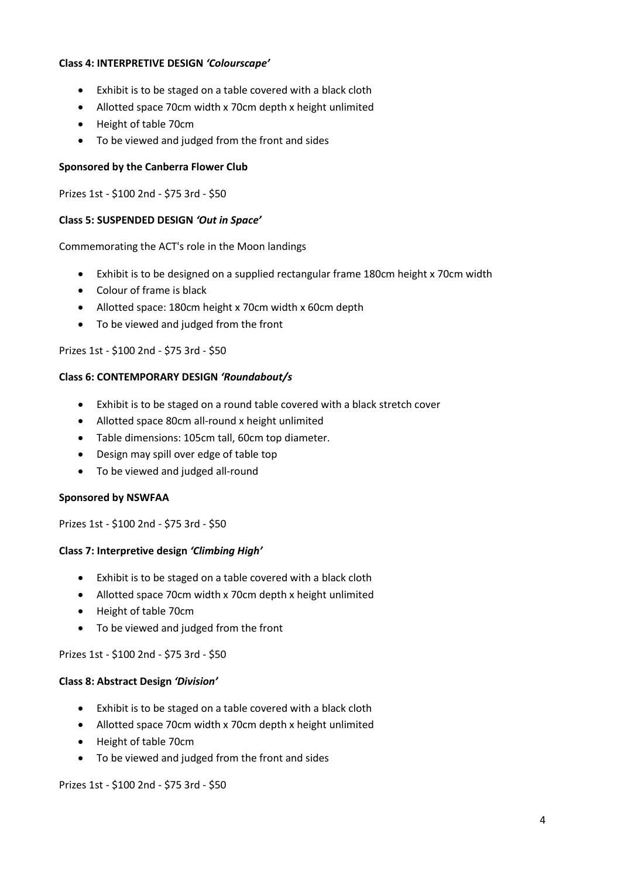**Class 4: INTERPRETIVE DESIGN *'Colourscape'***

- Exhibit is to be staged on a table covered with a black cloth
- Allotted space 70cm width x 70cm depth x height unlimited
- Height of table 70cm
- To be viewed and judged from the front and sides

**Sponsored by the Canberra Flower Club**

Prizes 1st - $100 2nd - $75 3rd - $50

**Class 5: SUSPENDED DESIGN *'Out in Space'***

Commemorating the ACT's role in the Moon landings

- Exhibit is to be designed on a supplied rectangular frame 180cm height x 70cm width
- Colour of frame is black
- Allotted space: 180cm height x 70cm width x 60cm depth
- To be viewed and judged from the front

Prizes 1st - $100 2nd - $75 3rd - $50

**Class 6: CONTEMPORARY DESIGN *'Roundabout/s***

- Exhibit is to be staged on a round table covered with a black stretch cover
- Allotted space 80cm all-round x height unlimited
- Table dimensions: 105cm tall, 60cm top diameter.
- Design may spill over edge of table top
- To be viewed and judged all-round

**Sponsored by NSWFAA**

Prizes 1st - $100 2nd - $75 3rd - $50

**Class 7: Interpretive design *'Climbing High'***

- Exhibit is to be staged on a table covered with a black cloth
- Allotted space 70cm width x 70cm depth x height unlimited
- Height of table 70cm
- To be viewed and judged from the front

Prizes 1st - $100 2nd - $75 3rd - $50

**Class 8: Abstract Design *'Division'***

- Exhibit is to be staged on a table covered with a black cloth
- Allotted space 70cm width x 70cm depth x height unlimited
- Height of table 70cm
- To be viewed and judged from the front and sides

Prizes 1st - $100 2nd - $75 3rd - $50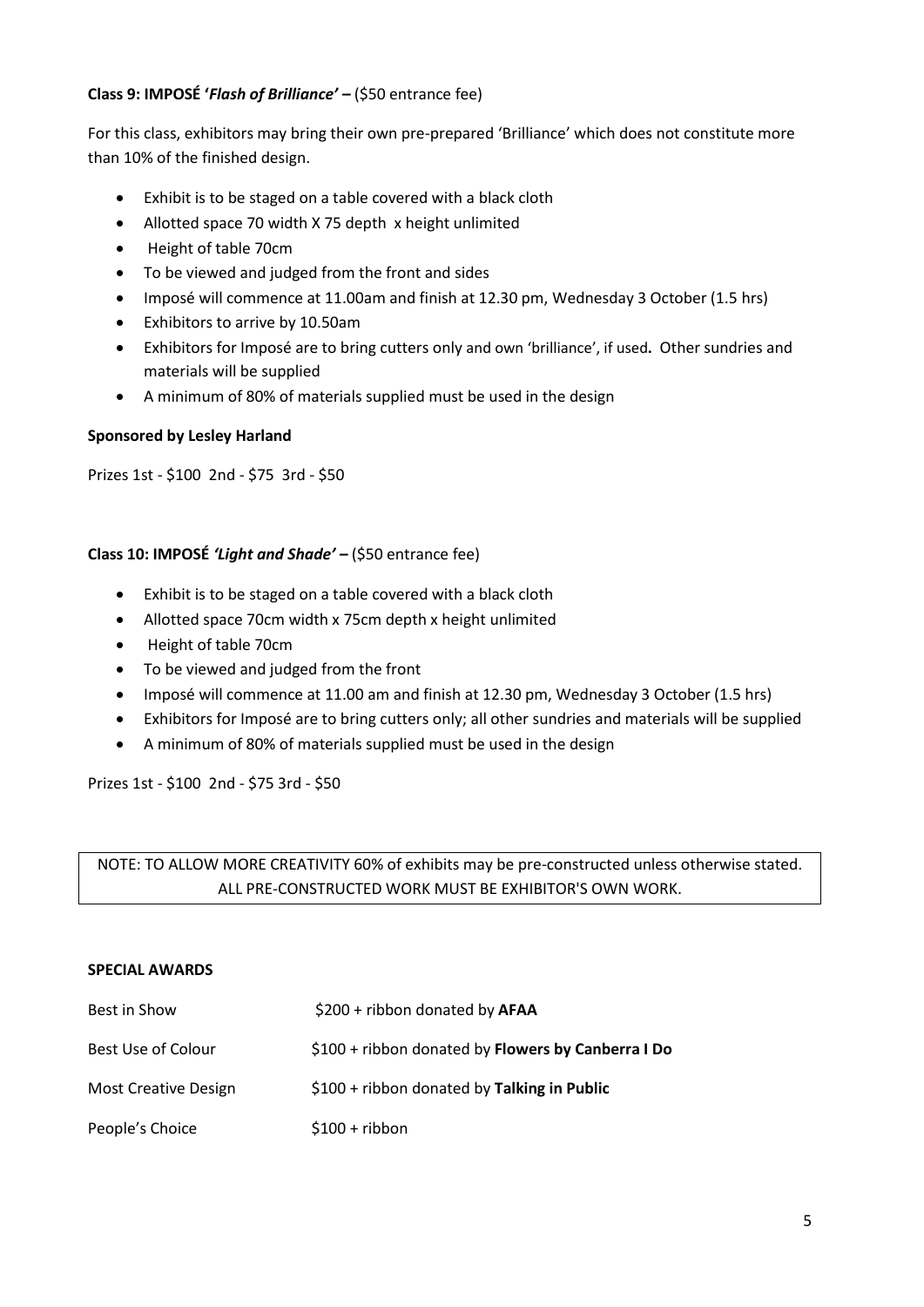**Class 9: IMPOSÉ '*Flash of Brilliance'* –** ($50 entrance fee)

For this class, exhibitors may bring their own pre-prepared 'Brilliance' which does not constitute more than 10% of the finished design.

- Exhibit is to be staged on a table covered with a black cloth
- Allotted space 70 width X 75 depth x height unlimited
- Height of table 70cm
- To be viewed and judged from the front and sides
- Imposé will commence at 11.00am and finish at 12.30 pm, Wednesday 3 October (1.5 hrs)
- Exhibitors to arrive by 10.50am
- Exhibitors for Imposé are to bring cutters only and own 'brilliance', if used**.** Other sundries and materials will be supplied
- A minimum of 80% of materials supplied must be used in the design

**Sponsored by Lesley Harland**

Prizes 1st - $100 2nd - $75 3rd - $50

**Class 10: IMPOSÉ *'Light and Shade'* –** ($50 entrance fee)

- Exhibit is to be staged on a table covered with a black cloth
- Allotted space 70cm width x 75cm depth x height unlimited
- Height of table 70cm
- To be viewed and judged from the front
- Imposé will commence at 11.00 am and finish at 12.30 pm, Wednesday 3 October (1.5 hrs)
- Exhibitors for Imposé are to bring cutters only; all other sundries and materials will be supplied
- A minimum of 80% of materials supplied must be used in the design

Prizes 1st - $100 2nd - $75 3rd - $50

NOTE: TO ALLOW MORE CREATIVITY 60% of exhibits may be pre-constructed unless otherwise stated. ALL PRE-CONSTRUCTED WORK MUST BE EXHIBITOR'S OWN WORK.

**SPECIAL AWARDS**

| | |
|---|---|
| Best in Show | $200 + ribbon donated by **AFAA** |
| Best Use of Colour | $100 + ribbon donated by **Flowers by Canberra I Do** |
| Most Creative Design | $100 + ribbon donated by **Talking in Public** |
| People's Choice | $100 + ribbon |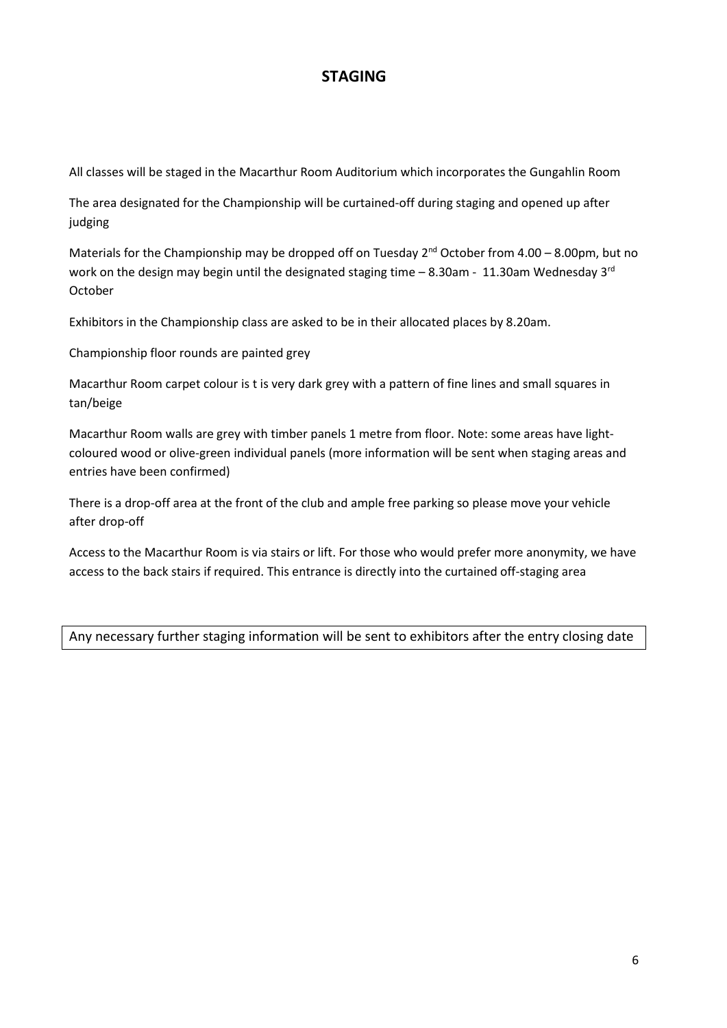## STAGING

All classes will be staged in the Macarthur Room Auditorium which incorporates the Gungahlin Room

The area designated for the Championship will be curtained-off during staging and opened up after judging

Materials for the Championship may be dropped off on Tuesday 2nd October from 4.00 – 8.00pm, but no work on the design may begin until the designated staging time – 8.30am - 11.30am Wednesday 3rd October

Exhibitors in the Championship class are asked to be in their allocated places by 8.20am.

Championship floor rounds are painted grey

Macarthur Room carpet colour is t is very dark grey with a pattern of fine lines and small squares in tan/beige

Macarthur Room walls are grey with timber panels 1 metre from floor. Note: some areas have light-coloured wood or olive-green individual panels (more information will be sent when staging areas and entries have been confirmed)

There is a drop-off area at the front of the club and ample free parking so please move your vehicle after drop-off

Access to the Macarthur Room is via stairs or lift. For those who would prefer more anonymity, we have access to the back stairs if required. This entrance is directly into the curtained off-staging area

Any necessary further staging information will be sent to exhibitors after the entry closing date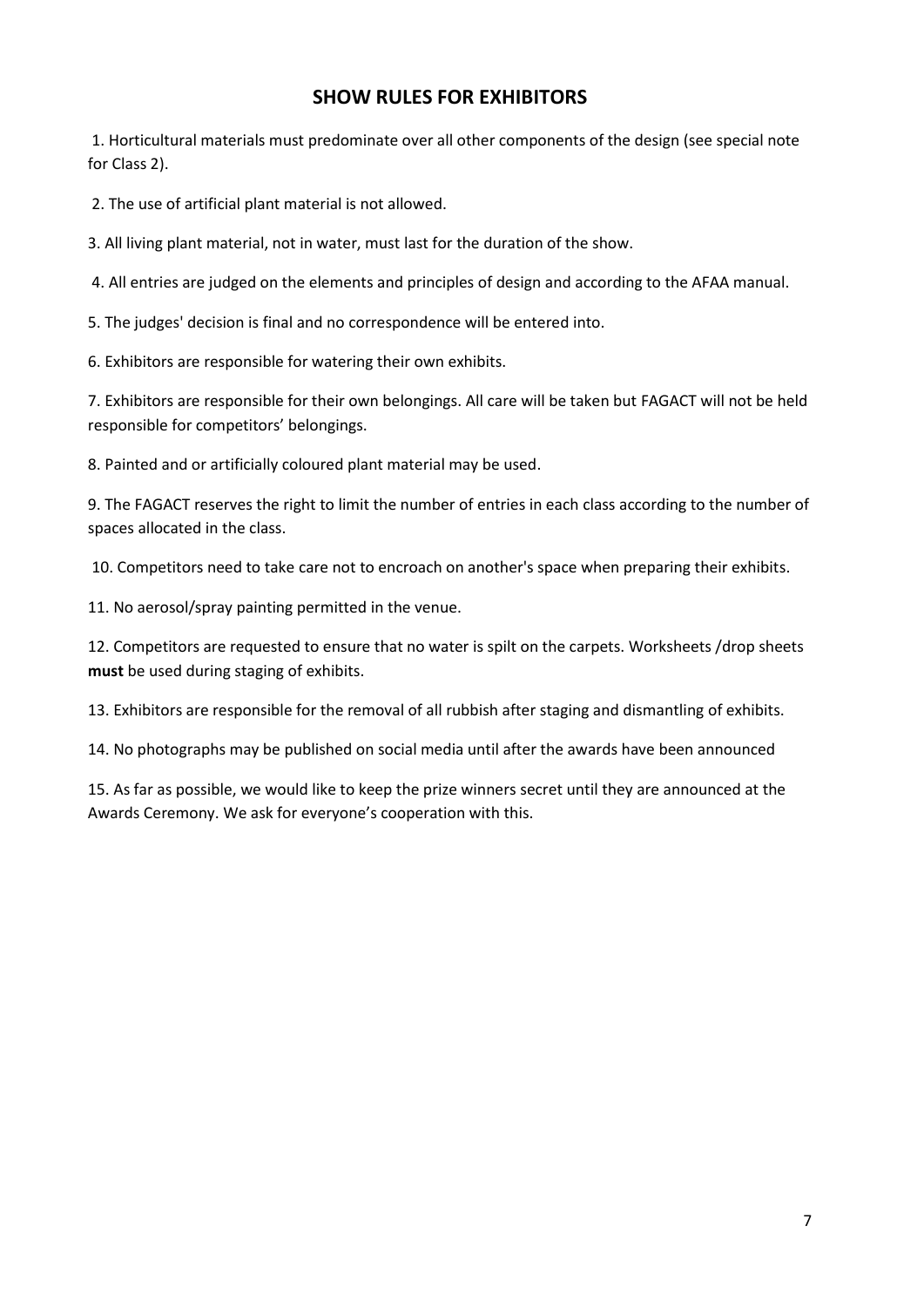## SHOW RULES FOR EXHIBITORS

1. Horticultural materials must predominate over all other components of the design (see special note for Class 2).

2. The use of artificial plant material is not allowed.

3. All living plant material, not in water, must last for the duration of the show.

4. All entries are judged on the elements and principles of design and according to the AFAA manual.

5. The judges' decision is final and no correspondence will be entered into.

6. Exhibitors are responsible for watering their own exhibits.

7. Exhibitors are responsible for their own belongings. All care will be taken but FAGACT will not be held responsible for competitors' belongings.

8. Painted and or artificially coloured plant material may be used.

9. The FAGACT reserves the right to limit the number of entries in each class according to the number of spaces allocated in the class.

10. Competitors need to take care not to encroach on another's space when preparing their exhibits.

11. No aerosol/spray painting permitted in the venue.

12. Competitors are requested to ensure that no water is spilt on the carpets. Worksheets /drop sheets **must** be used during staging of exhibits.

13. Exhibitors are responsible for the removal of all rubbish after staging and dismantling of exhibits.

14. No photographs may be published on social media until after the awards have been announced

15. As far as possible, we would like to keep the prize winners secret until they are announced at the Awards Ceremony. We ask for everyone's cooperation with this.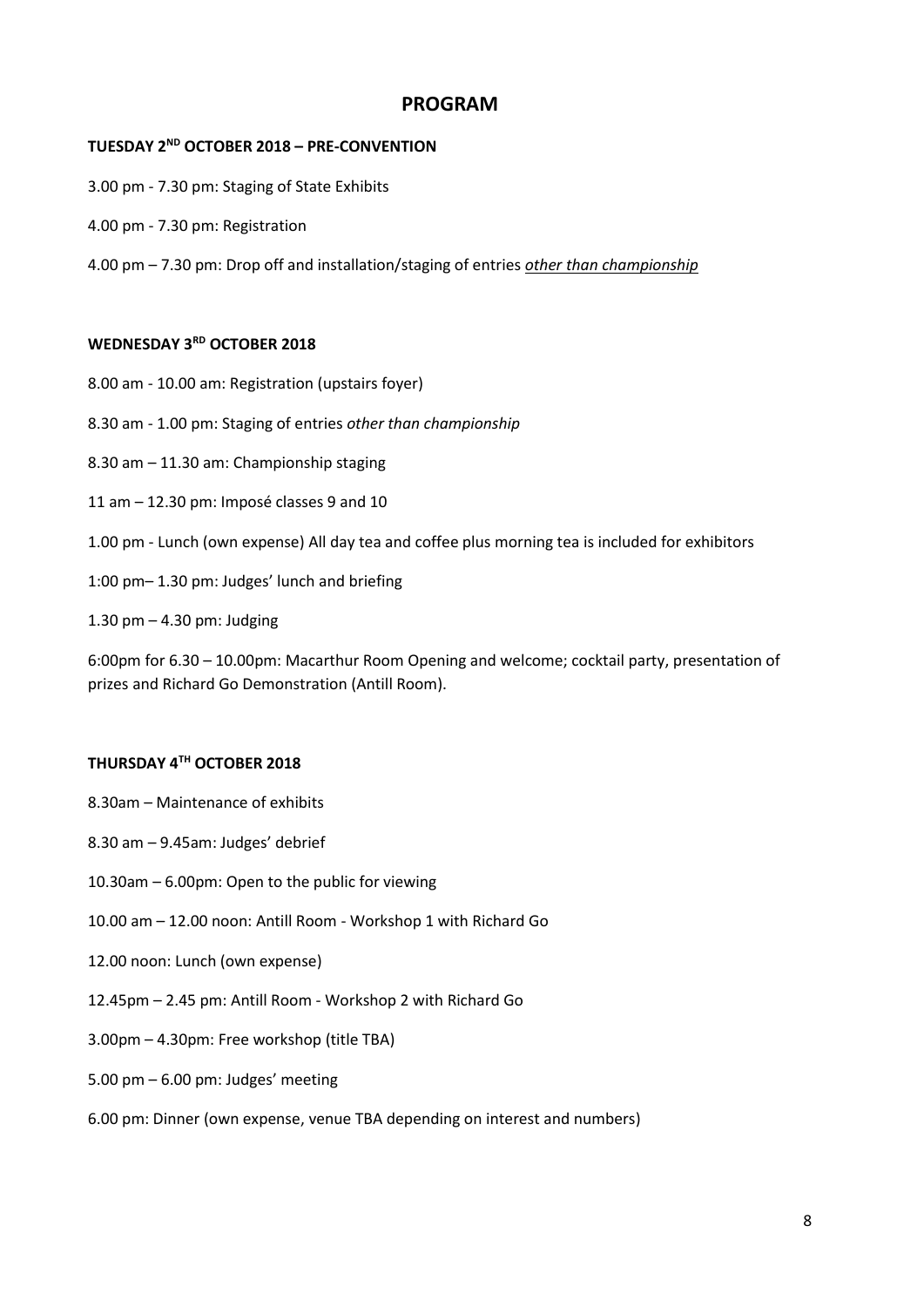# PROGRAM

## TUESDAY 2ND OCTOBER 2018 – PRE-CONVENTION

3.00 pm - 7.30 pm: Staging of State Exhibits

4.00 pm - 7.30 pm: Registration

4.00 pm – 7.30 pm: Drop off and installation/staging of entries *other than championship*

## WEDNESDAY 3RD OCTOBER 2018

8.00 am - 10.00 am: Registration (upstairs foyer)

8.30 am - 1.00 pm: Staging of entries *other than championship*

8.30 am – 11.30 am: Championship staging

11 am – 12.30 pm: Imposé classes 9 and 10

1.00 pm - Lunch (own expense) All day tea and coffee plus morning tea is included for exhibitors

1:00 pm– 1.30 pm: Judges' lunch and briefing

1.30 pm – 4.30 pm: Judging

6:00pm for 6.30 – 10.00pm: Macarthur Room Opening and welcome; cocktail party, presentation of prizes and Richard Go Demonstration (Antill Room).

## THURSDAY 4TH OCTOBER 2018

8.30am – Maintenance of exhibits

8.30 am – 9.45am: Judges' debrief

10.30am – 6.00pm: Open to the public for viewing

10.00 am – 12.00 noon: Antill Room - Workshop 1 with Richard Go

12.00 noon: Lunch (own expense)

12.45pm – 2.45 pm: Antill Room - Workshop 2 with Richard Go

3.00pm – 4.30pm: Free workshop (title TBA)

5.00 pm – 6.00 pm: Judges' meeting

6.00 pm: Dinner (own expense, venue TBA depending on interest and numbers)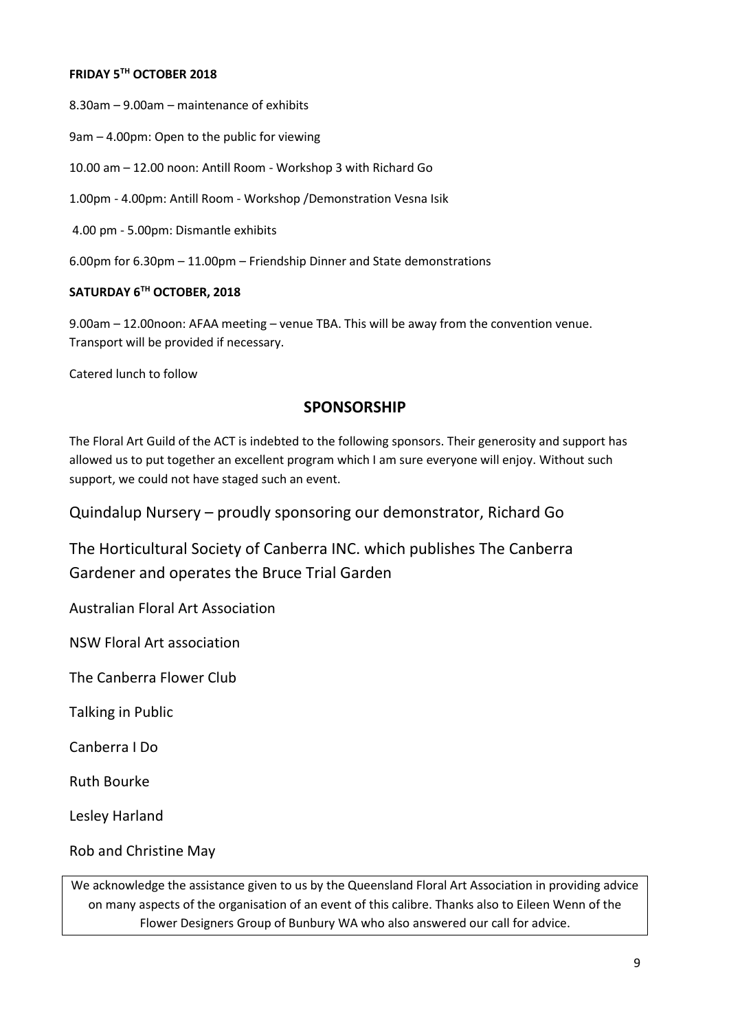**FRIDAY 5TH OCTOBER 2018**

8.30am – 9.00am – maintenance of exhibits

9am – 4.00pm: Open to the public for viewing

10.00 am – 12.00 noon: Antill Room - Workshop 3 with Richard Go

1.00pm - 4.00pm: Antill Room - Workshop /Demonstration Vesna Isik

4.00 pm - 5.00pm: Dismantle exhibits

6.00pm for 6.30pm – 11.00pm – Friendship Dinner and State demonstrations

**SATURDAY 6TH OCTOBER, 2018**

9.00am – 12.00noon: AFAA meeting – venue TBA. This will be away from the convention venue. Transport will be provided if necessary.

Catered lunch to follow

## SPONSORSHIP

The Floral Art Guild of the ACT is indebted to the following sponsors. Their generosity and support has allowed us to put together an excellent program which I am sure everyone will enjoy. Without such support, we could not have staged such an event.

Quindalup Nursery – proudly sponsoring our demonstrator, Richard Go

The Horticultural Society of Canberra INC. which publishes The Canberra Gardener and operates the Bruce Trial Garden

Australian Floral Art Association

NSW Floral Art association

The Canberra Flower Club

Talking in Public

Canberra I Do

Ruth Bourke

Lesley Harland

Rob and Christine May

We acknowledge the assistance given to us by the Queensland Floral Art Association in providing advice on many aspects of the organisation of an event of this calibre. Thanks also to Eileen Wenn of the Flower Designers Group of Bunbury WA who also answered our call for advice.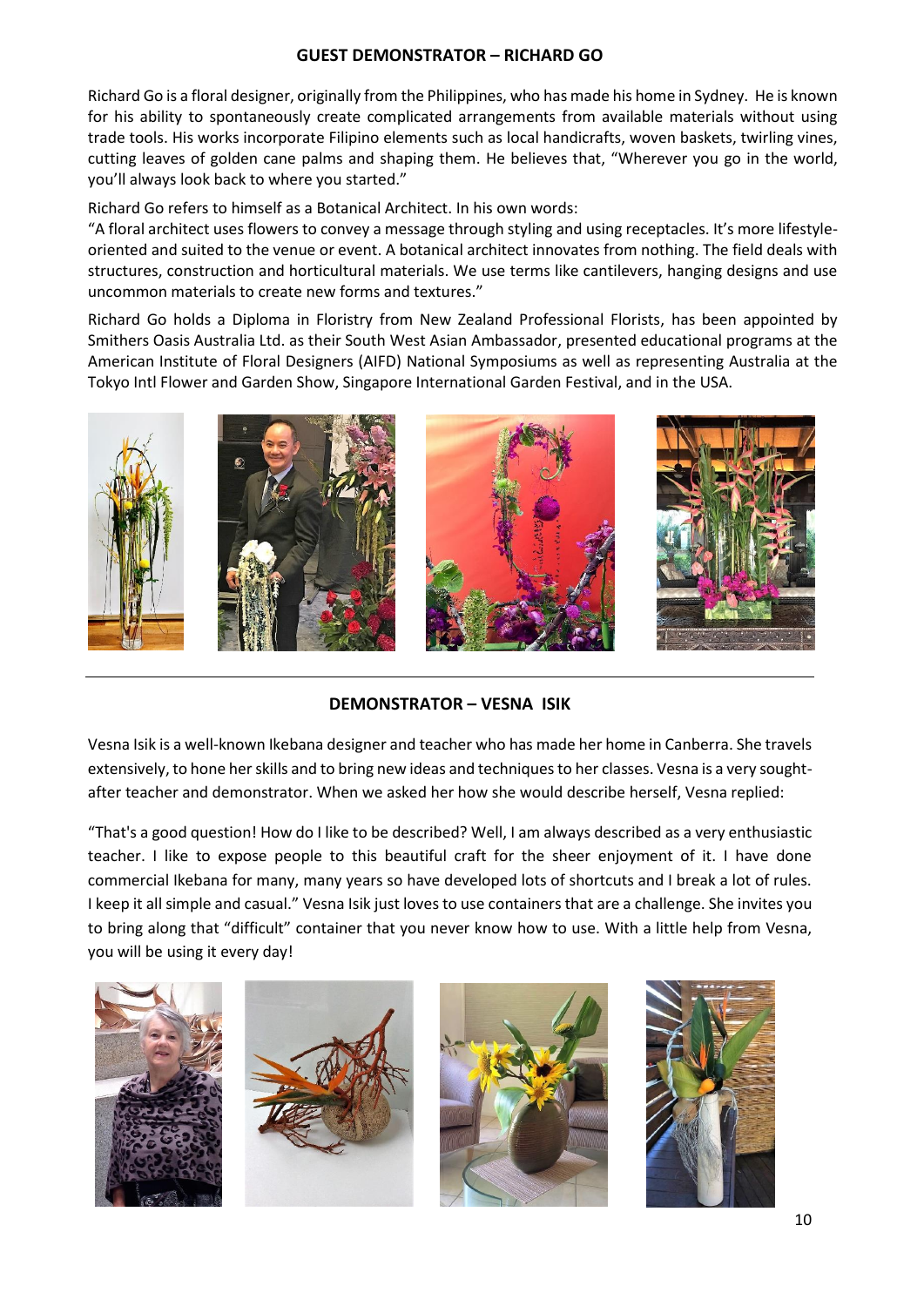## GUEST DEMONSTRATOR – RICHARD GO

Richard Go is a floral designer, originally from the Philippines, who has made his home in Sydney. He is known for his ability to spontaneously create complicated arrangements from available materials without using trade tools. His works incorporate Filipino elements such as local handicrafts, woven baskets, twirling vines, cutting leaves of golden cane palms and shaping them. He believes that, "Wherever you go in the world, you'll always look back to where you started."

Richard Go refers to himself as a Botanical Architect. In his own words:
"A floral architect uses flowers to convey a message through styling and using receptacles. It's more lifestyle-oriented and suited to the venue or event. A botanical architect innovates from nothing. The field deals with structures, construction and horticultural materials. We use terms like cantilevers, hanging designs and use uncommon materials to create new forms and textures."

Richard Go holds a Diploma in Floristry from New Zealand Professional Florists, has been appointed by Smithers Oasis Australia Ltd. as their South West Asian Ambassador, presented educational programs at the American Institute of Floral Designers (AIFD) National Symposiums as well as representing Australia at the Tokyo Intl Flower and Garden Show, Singapore International Garden Festival, and in the USA.

---

## DEMONSTRATOR – VESNA ISIK

Vesna Isik is a well-known Ikebana designer and teacher who has made her home in Canberra. She travels extensively, to hone her skills and to bring new ideas and techniques to her classes. Vesna is a very sought-after teacher and demonstrator. When we asked her how she would describe herself, Vesna replied:

"That's a good question! How do I like to be described? Well, I am always described as a very enthusiastic teacher. I like to expose people to this beautiful craft for the sheer enjoyment of it. I have done commercial Ikebana for many, many years so have developed lots of shortcuts and I break a lot of rules. I keep it all simple and casual." Vesna Isik just loves to use containers that are a challenge. She invites you to bring along that "difficult" container that you never know how to use. With a little help from Vesna, you will be using it every day!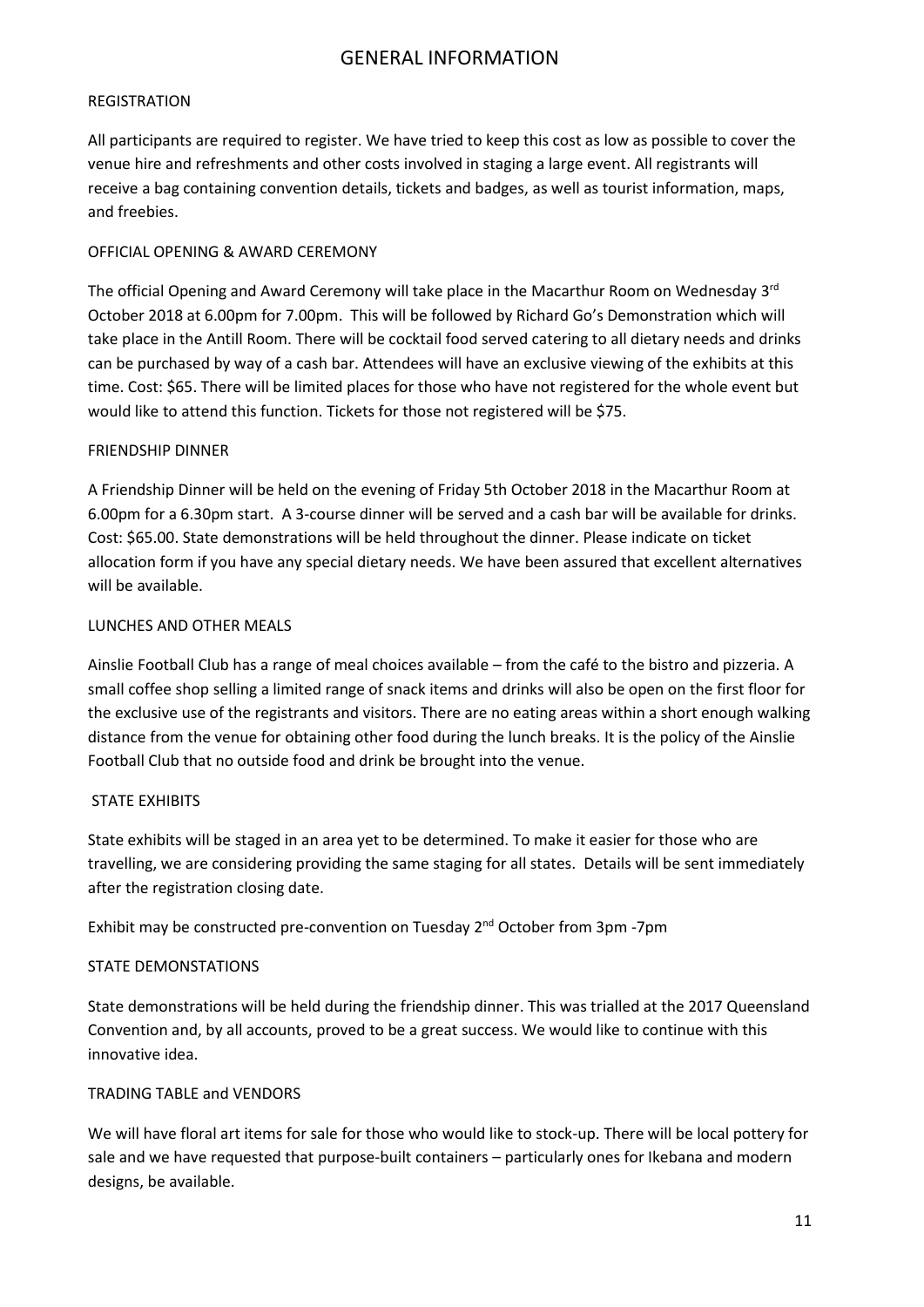# GENERAL INFORMATION

## REGISTRATION

All participants are required to register. We have tried to keep this cost as low as possible to cover the venue hire and refreshments and other costs involved in staging a large event. All registrants will receive a bag containing convention details, tickets and badges, as well as tourist information, maps, and freebies.

## OFFICIAL OPENING & AWARD CEREMONY

The official Opening and Award Ceremony will take place in the Macarthur Room on Wednesday 3rd October 2018 at 6.00pm for 7.00pm. This will be followed by Richard Go's Demonstration which will take place in the Antill Room. There will be cocktail food served catering to all dietary needs and drinks can be purchased by way of a cash bar. Attendees will have an exclusive viewing of the exhibits at this time. Cost: $65. There will be limited places for those who have not registered for the whole event but would like to attend this function. Tickets for those not registered will be $75.

## FRIENDSHIP DINNER

A Friendship Dinner will be held on the evening of Friday 5th October 2018 in the Macarthur Room at 6.00pm for a 6.30pm start. A 3-course dinner will be served and a cash bar will be available for drinks. Cost: $65.00. State demonstrations will be held throughout the dinner. Please indicate on ticket allocation form if you have any special dietary needs. We have been assured that excellent alternatives will be available.

## LUNCHES AND OTHER MEALS

Ainslie Football Club has a range of meal choices available – from the café to the bistro and pizzeria. A small coffee shop selling a limited range of snack items and drinks will also be open on the first floor for the exclusive use of the registrants and visitors. There are no eating areas within a short enough walking distance from the venue for obtaining other food during the lunch breaks. It is the policy of the Ainslie Football Club that no outside food and drink be brought into the venue.

## STATE EXHIBITS

State exhibits will be staged in an area yet to be determined. To make it easier for those who are travelling, we are considering providing the same staging for all states. Details will be sent immediately after the registration closing date.

Exhibit may be constructed pre-convention on Tuesday 2nd October from 3pm -7pm

## STATE DEMONSTATIONS

State demonstrations will be held during the friendship dinner. This was trialled at the 2017 Queensland Convention and, by all accounts, proved to be a great success. We would like to continue with this innovative idea.

## TRADING TABLE and VENDORS

We will have floral art items for sale for those who would like to stock-up. There will be local pottery for sale and we have requested that purpose-built containers – particularly ones for Ikebana and modern designs, be available.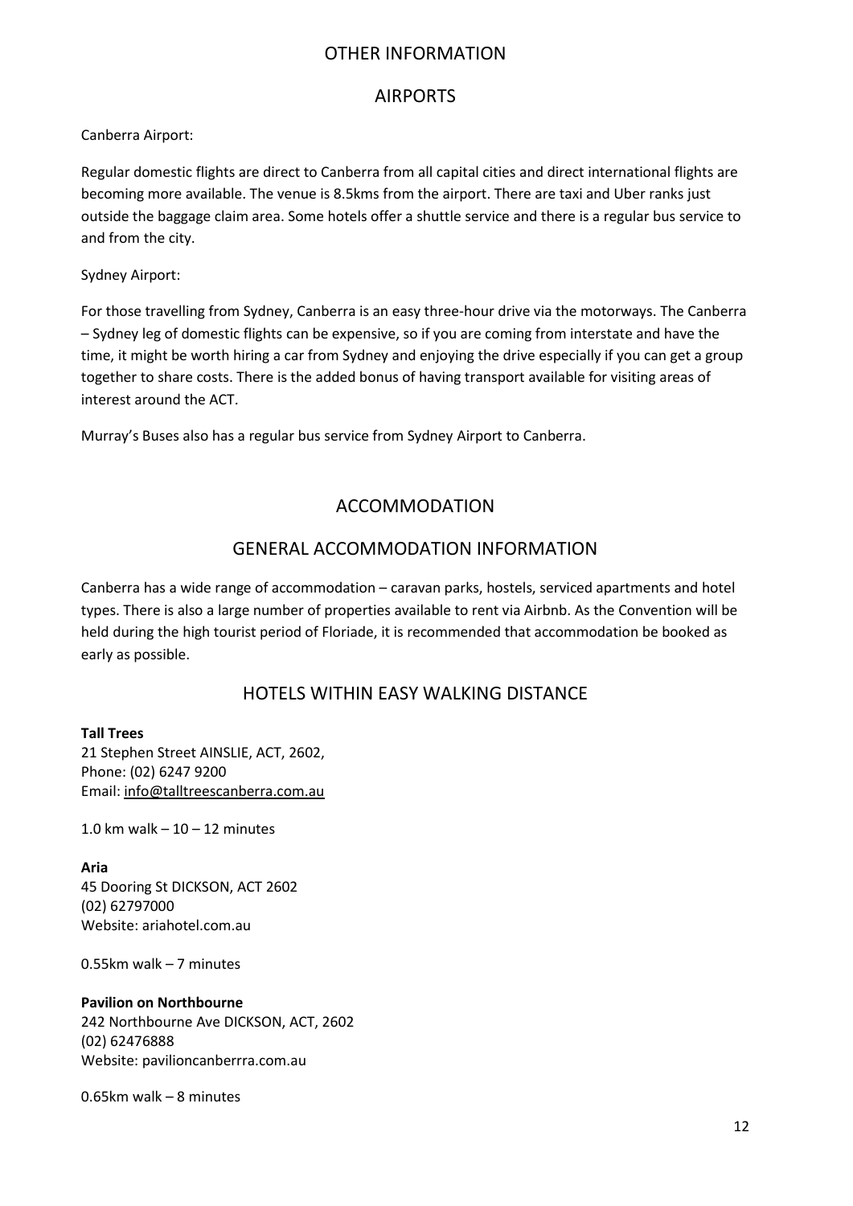# OTHER INFORMATION

## AIRPORTS

Canberra Airport:

Regular domestic flights are direct to Canberra from all capital cities and direct international flights are becoming more available. The venue is 8.5kms from the airport. There are taxi and Uber ranks just outside the baggage claim area. Some hotels offer a shuttle service and there is a regular bus service to and from the city.

Sydney Airport:

For those travelling from Sydney, Canberra is an easy three-hour drive via the motorways. The Canberra – Sydney leg of domestic flights can be expensive, so if you are coming from interstate and have the time, it might be worth hiring a car from Sydney and enjoying the drive especially if you can get a group together to share costs. There is the added bonus of having transport available for visiting areas of interest around the ACT.

Murray's Buses also has a regular bus service from Sydney Airport to Canberra.

# ACCOMMODATION

## GENERAL ACCOMMODATION INFORMATION

Canberra has a wide range of accommodation – caravan parks, hostels, serviced apartments and hotel types. There is also a large number of properties available to rent via Airbnb. As the Convention will be held during the high tourist period of Floriade, it is recommended that accommodation be booked as early as possible.

## HOTELS WITHIN EASY WALKING DISTANCE

**Tall Trees**
21 Stephen Street AINSLIE, ACT, 2602,
Phone: (02) 6247 9200
Email: info@talltreescanberra.com.au

1.0 km walk – 10 – 12 minutes

**Aria**
45 Dooring St DICKSON, ACT 2602
(02) 62797000
Website: ariahotel.com.au

0.55km walk – 7 minutes

**Pavilion on Northbourne**
242 Northbourne Ave DICKSON, ACT, 2602
(02) 62476888
Website: pavilioncanberrra.com.au

0.65km walk – 8 minutes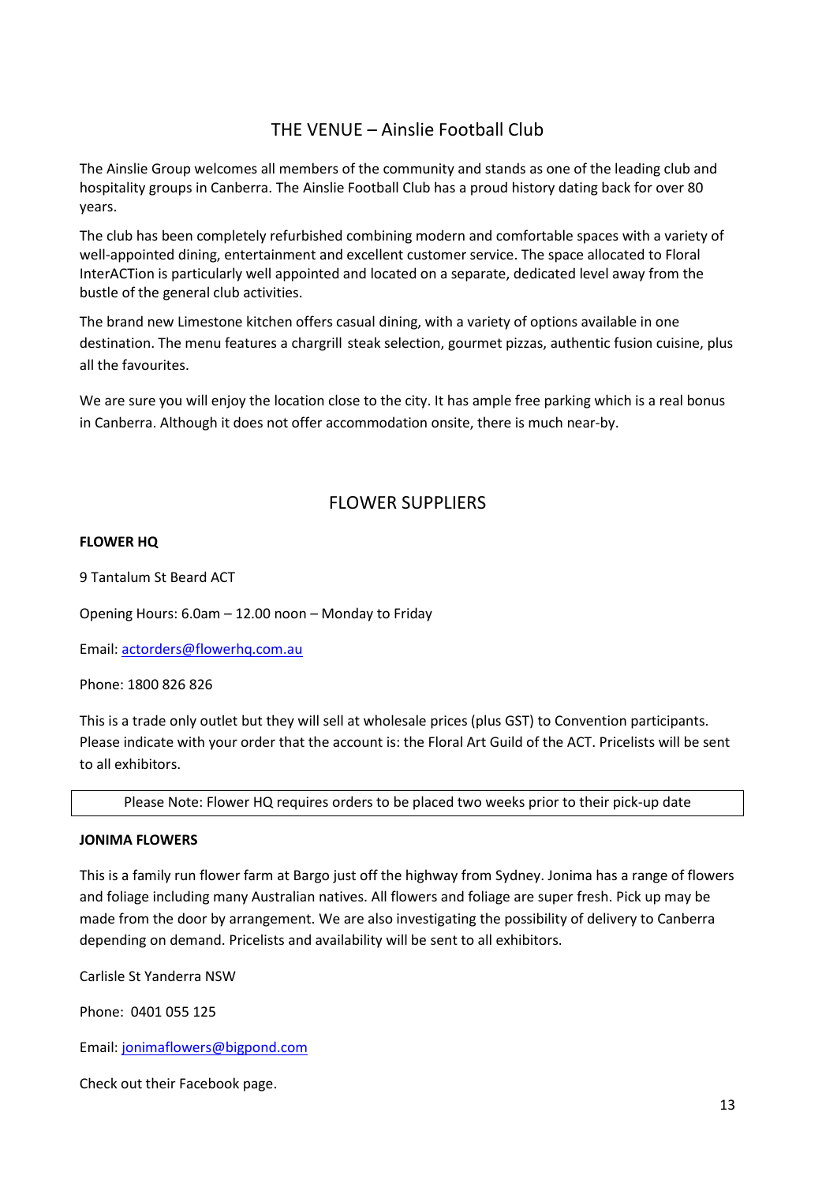## THE VENUE – Ainslie Football Club

The Ainslie Group welcomes all members of the community and stands as one of the leading club and hospitality groups in Canberra. The Ainslie Football Club has a proud history dating back for over 80 years.

The club has been completely refurbished combining modern and comfortable spaces with a variety of well-appointed dining, entertainment and excellent customer service. The space allocated to Floral InterACTion is particularly well appointed and located on a separate, dedicated level away from the bustle of the general club activities.

The brand new Limestone kitchen offers casual dining, with a variety of options available in one destination. The menu features a chargrill steak selection, gourmet pizzas, authentic fusion cuisine, plus all the favourites.

We are sure you will enjoy the location close to the city. It has ample free parking which is a real bonus in Canberra. Although it does not offer accommodation onsite, there is much near-by.

## FLOWER SUPPLIERS

**FLOWER HQ**

9 Tantalum St Beard ACT

Opening Hours: 6.0am – 12.00 noon – Monday to Friday

Email: actorders@flowerhq.com.au

Phone: 1800 826 826

This is a trade only outlet but they will sell at wholesale prices (plus GST) to Convention participants. Please indicate with your order that the account is: the Floral Art Guild of the ACT. Pricelists will be sent to all exhibitors.

Please Note: Flower HQ requires orders to be placed two weeks prior to their pick-up date

**JONIMA FLOWERS**

This is a family run flower farm at Bargo just off the highway from Sydney. Jonima has a range of flowers and foliage including many Australian natives. All flowers and foliage are super fresh. Pick up may be made from the door by arrangement. We are also investigating the possibility of delivery to Canberra depending on demand. Pricelists and availability will be sent to all exhibitors.

Carlisle St Yanderra NSW

Phone: 0401 055 125

Email: jonimaflowers@bigpond.com

Check out their Facebook page.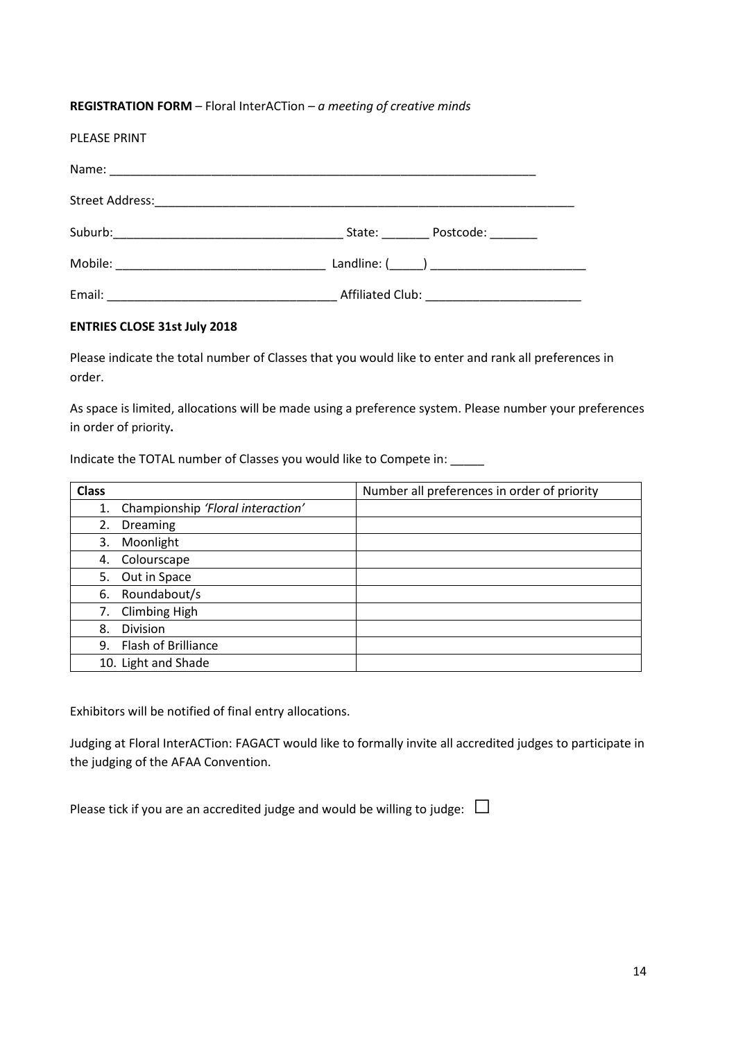**REGISTRATION FORM** – Floral InterACTion – *a meeting of creative minds*

PLEASE PRINT

Name: ___________________________________________________________________

Street Address:_____________________________________________________________

Suburb:________________________________ State: _______ Postcode: _______

Mobile: _____________________________ Landline: (_____) _______________________

Email: _______________________________ Affiliated Club: _______________________

**ENTRIES CLOSE 31st July 2018**

Please indicate the total number of Classes that you would like to enter and rank all preferences in order.

As space is limited, allocations will be made using a preference system. Please number your preferences in order of priority**.**

Indicate the TOTAL number of Classes you would like to Compete in: _____

| **Class** | Number all preferences in order of priority |
|---|---|
| 1. Championship *'Floral interaction'* | |
| 2. Dreaming | |
| 3. Moonlight | |
| 4. Colourscape | |
| 5. Out in Space | |
| 6. Roundabout/s | |
| 7. Climbing High | |
| 8. Division | |
| 9. Flash of Brilliance | |
| 10. Light and Shade | |

Exhibitors will be notified of final entry allocations.

Judging at Floral InterACTion: FAGACT would like to formally invite all accredited judges to participate in the judging of the AFAA Convention.

Please tick if you are an accredited judge and would be willing to judge: ☐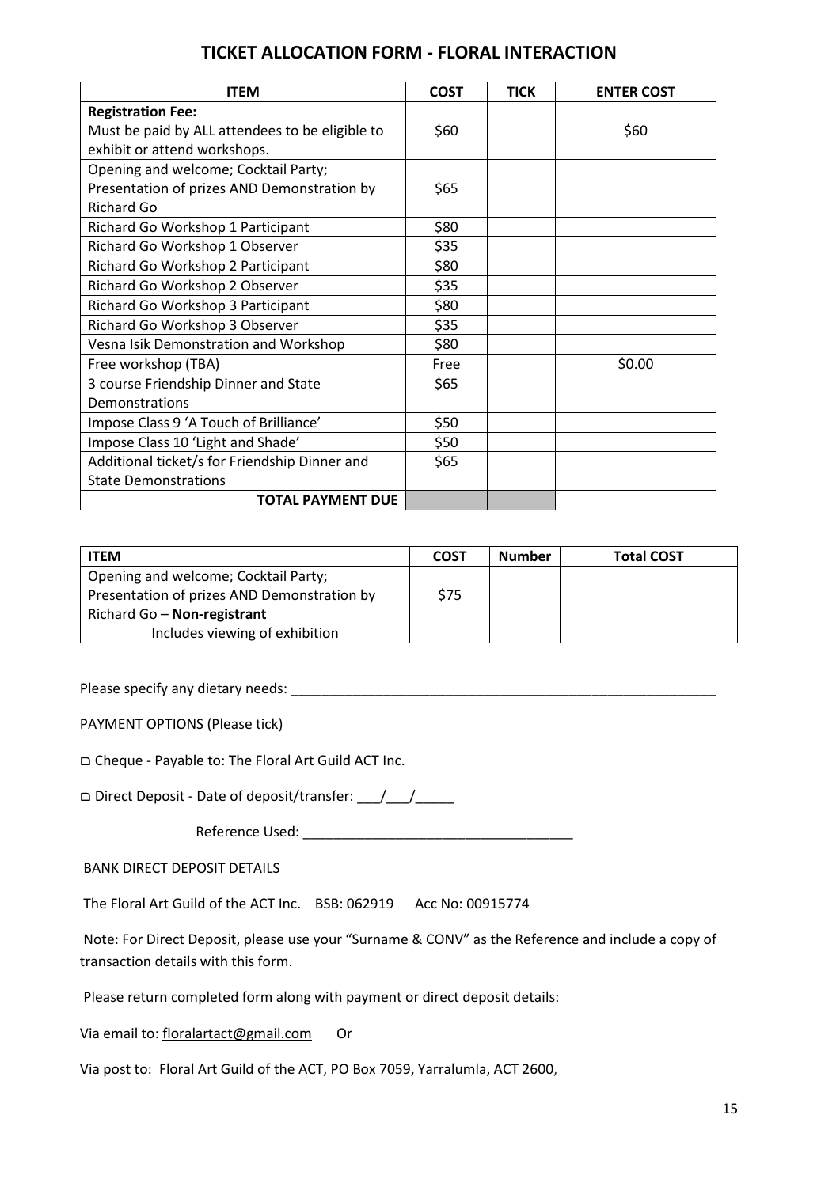# TICKET ALLOCATION FORM - FLORAL INTERACTION

| ITEM | COST | TICK | ENTER COST |
|---|---|---|---|
| **Registration Fee:** Must be paid by ALL attendees to be eligible to exhibit or attend workshops. | $60 | | $60 |
| Opening and welcome; Cocktail Party; Presentation of prizes AND Demonstration by Richard Go | $65 | | |
| Richard Go Workshop 1 Participant | $80 | | |
| Richard Go Workshop 1 Observer | $35 | | |
| Richard Go Workshop 2 Participant | $80 | | |
| Richard Go Workshop 2 Observer | $35 | | |
| Richard Go Workshop 3 Participant | $80 | | |
| Richard Go Workshop 3 Observer | $35 | | |
| Vesna Isik Demonstration and Workshop | $80 | | |
| Free workshop (TBA) | Free | | $0.00 |
| 3 course Friendship Dinner and State Demonstrations | $65 | | |
| Impose Class 9 'A Touch of Brilliance' | $50 | | |
| Impose Class 10 'Light and Shade' | $50 | | |
| Additional ticket/s for Friendship Dinner and State Demonstrations | $65 | | |
| **TOTAL PAYMENT DUE** | | | |

| ITEM | COST | Number | Total COST |
|---|---|---|---|
| Opening and welcome; Cocktail Party; Presentation of prizes AND Demonstration by Richard Go – **Non-registrant** Includes viewing of exhibition | $75 | | |

Please specify any dietary needs: ______________________________________________________

PAYMENT OPTIONS (Please tick)

☐ Cheque - Payable to: The Floral Art Guild ACT Inc.

☐ Direct Deposit - Date of deposit/transfer: ___/___/_____

Reference Used: __________________________________

BANK DIRECT DEPOSIT DETAILS

The Floral Art Guild of the ACT Inc. BSB: 062919 Acc No: 00915774

Note: For Direct Deposit, please use your "Surname & CONV" as the Reference and include a copy of transaction details with this form.

Please return completed form along with payment or direct deposit details:

Via email to: floralartact@gmail.com Or

Via post to: Floral Art Guild of the ACT, PO Box 7059, Yarralumla, ACT 2600,